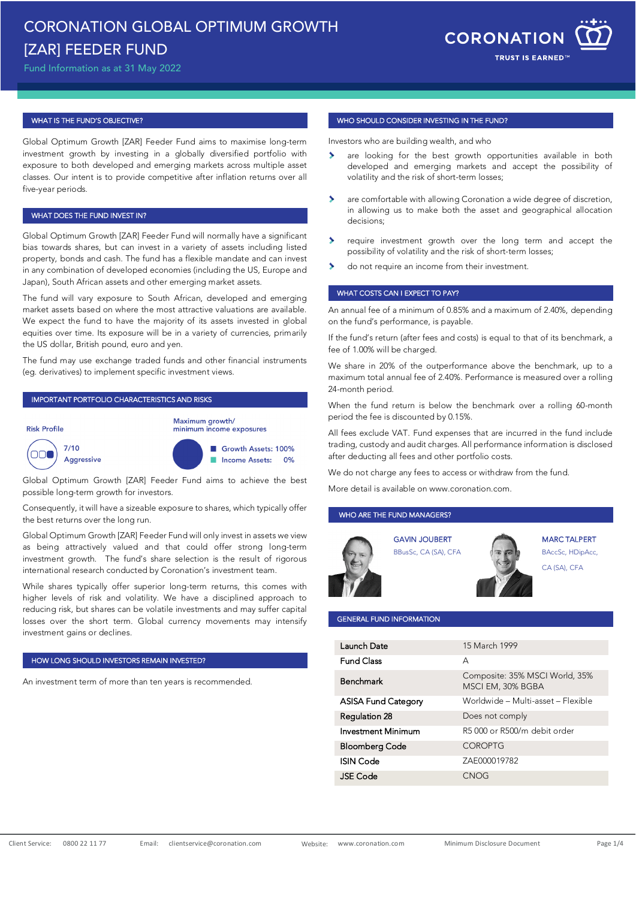# CORONATION GLOBAL OPTIMUM GROWTH [ZAR] FEEDER FUND

Fund Information as at 31 May 2022

## WHAT IS THE FUND'S OBJECTIVE?

Global Optimum Growth [ZAR] Feeder Fund aims to maximise long-term investment growth by investing in a globally diversified portfolio with exposure to both developed and emerging markets across multiple asset classes. Our intent is to provide competitive after inflation returns over all five-year periods.

## WHAT DOES THE FUND INVEST IN?

Global Optimum Growth [ZAR] Feeder Fund will normally have a significant bias towards shares, but can invest in a variety of assets including listed property, bonds and cash. The fund has a flexible mandate and can invest in any combination of developed economies (including the US, Europe and Japan), South African assets and other emerging market assets.

The fund will vary exposure to South African, developed and emerging market assets based on where the most attractive valuations are available. We expect the fund to have the majority of its assets invested in global equities over time. Its exposure will be in a variety of currencies, primarily the US dollar, British pound, euro and yen.

The fund may use exchange traded funds and other financial instruments (eg. derivatives) to implement specific investment views.

## IMPORTANT PORTFOLIO CHARACTERISTICS AND RISKS

**Risk Profile**

7/10
Aggressive

**Maximum growth/ minimum income exposures**

- Growth Assets: 100%
- Income Assets: 0%

Global Optimum Growth [ZAR] Feeder Fund aims to achieve the best possible long-term growth for investors.

Consequently, it will have a sizeable exposure to shares, which typically offer the best returns over the long run.

Global Optimum Growth [ZAR] Feeder Fund will only invest in assets we view as being attractively valued and that could offer strong long-term investment growth. The fund's share selection is the result of rigorous international research conducted by Coronation's investment team.

While shares typically offer superior long-term returns, this comes with higher levels of risk and volatility. We have a disciplined approach to reducing risk, but shares can be volatile investments and may suffer capital losses over the short term. Global currency movements may intensify investment gains or declines.

## HOW LONG SHOULD INVESTORS REMAIN INVESTED?

An investment term of more than ten years is recommended.

## WHO SHOULD CONSIDER INVESTING IN THE FUND?

Investors who are building wealth, and who

- are looking for the best growth opportunities available in both developed and emerging markets and accept the possibility of volatility and the risk of short-term losses;
- are comfortable with allowing Coronation a wide degree of discretion, in allowing us to make both the asset and geographical allocation decisions;
- require investment growth over the long term and accept the possibility of volatility and the risk of short-term losses;
- do not require an income from their investment.

## WHAT COSTS CAN I EXPECT TO PAY?

An annual fee of a minimum of 0.85% and a maximum of 2.40%, depending on the fund's performance, is payable.

If the fund's return (after fees and costs) is equal to that of its benchmark, a fee of 1.00% will be charged.

We share in 20% of the outperformance above the benchmark, up to a maximum total annual fee of 2.40%. Performance is measured over a rolling 24-month period.

When the fund return is below the benchmark over a rolling 60-month period the fee is discounted by 0.15%.

All fees exclude VAT. Fund expenses that are incurred in the fund include trading, custody and audit charges. All performance information is disclosed after deducting all fees and other portfolio costs.

We do not charge any fees to access or withdraw from the fund.

More detail is available on www.coronation.com.

## WHO ARE THE FUND MANAGERS?

**GAVIN JOUBERT**
BBusSc, CA (SA), CFA

**MARC TALPERT**
BAccSc, HDipAcc, CA (SA), CFA

## GENERAL FUND INFORMATION

| | |
|---|---|
| Launch Date | 15 March 1999 |
| Fund Class | A |
| Benchmark | Composite: 35% MSCI World, 35% MSCI EM, 30% BGBA |
| ASISA Fund Category | Worldwide – Multi-asset – Flexible |
| Regulation 28 | Does not comply |
| Investment Minimum | R5 000 or R500/m debit order |
| Bloomberg Code | COROPTG |
| ISIN Code | ZAE000019782 |
| JSE Code | CNOG |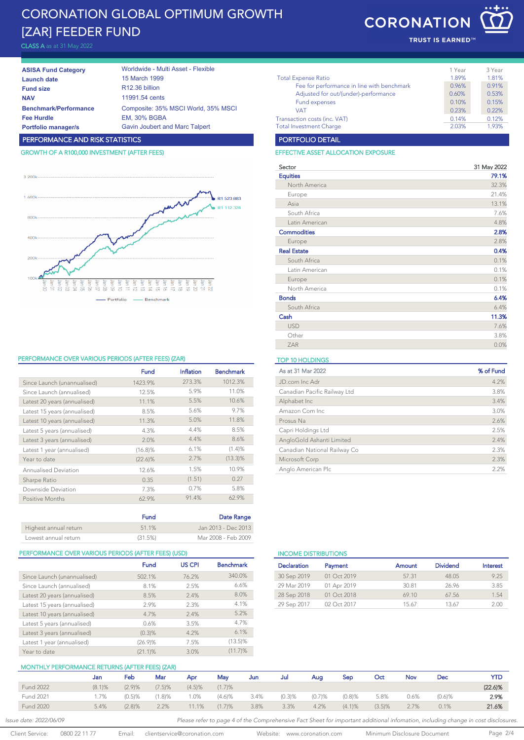# CORONATION GLOBAL OPTIMUM GROWTH [ZAR] FEEDER FUND

CLASS A as at 31 May 2022

CORONATION
TRUST IS EARNED™

| | |
|---|---|
| **ASISA Fund Category** | Worldwide - Multi Asset - Flexible |
| **Launch date** | 15 March 1999 |
| **Fund size** | R12.36 billion |
| **NAV** | 11991.54 cents |
| **Benchmark/Performance Fee Hurdle** | Composite: 35% MSCI World, 35% MSCI EM, 30% BGBA |
| **Portfolio manager/s** | Gavin Joubert and Marc Talpert |

| | 1 Year | 3 Year |
|---|---|---|
| Total Expense Ratio | 1.89% | 1.81% |
| Fee for performance in line with benchmark | 0.96% | 0.91% |
| Adjusted for out/(under)-performance | 0.60% | 0.53% |
| Fund expenses | 0.10% | 0.15% |
| VAT | 0.23% | 0.22% |
| Transaction costs (inc. VAT) | 0.14% | 0.12% |
| Total Investment Charge | 2.03% | 1.93% |

## PERFORMANCE AND RISK STATISTICS

### GROWTH OF A R100,000 INVESTMENT (AFTER FEES)

R1 523 883 (Portfolio), R1 112 324 (Benchmark)

### PERFORMANCE OVER VARIOUS PERIODS (AFTER FEES) (ZAR)

| | Fund | Inflation | Benchmark |
|---|---|---|---|
| Since Launch (unannualised) | 1423.9% | 273.3% | 1012.3% |
| Since Launch (annualised) | 12.5% | 5.9% | 11.0% |
| Latest 20 years (annualised) | 11.1% | 5.5% | 10.6% |
| Latest 15 years (annualised) | 8.5% | 5.6% | 9.7% |
| Latest 10 years (annualised) | 11.3% | 5.0% | 11.8% |
| Latest 5 years (annualised) | 4.3% | 4.4% | 8.5% |
| Latest 3 years (annualised) | 2.0% | 4.4% | 8.6% |
| Latest 1 year (annualised) | (16.8)% | 6.1% | (1.4)% |
| Year to date | (22.6)% | 2.7% | (13.3)% |
| Annualised Deviation | 12.6% | 1.5% | 10.9% |
| Sharpe Ratio | 0.35 | (1.51) | 0.27 |
| Downside Deviation | 7.3% | 0.7% | 5.8% |
| Positive Months | 62.9% | 91.4% | 62.9% |

| | Fund | Date Range |
|---|---|---|
| Highest annual return | 51.1% | Jan 2013 - Dec 2013 |
| Lowest annual return | (31.5%) | Mar 2008 - Feb 2009 |

### PERFORMANCE OVER VARIOUS PERIODS (AFTER FEES) (USD)

| | Fund | US CPI | Benchmark |
|---|---|---|---|
| Since Launch (unannualised) | 502.1% | 76.2% | 340.0% |
| Since Launch (annualised) | 8.1% | 2.5% | 6.6% |
| Latest 20 years (annualised) | 8.5% | 2.4% | 8.0% |
| Latest 15 years (annualised) | 2.9% | 2.3% | 4.1% |
| Latest 10 years (annualised) | 4.7% | 2.4% | 5.2% |
| Latest 5 years (annualised) | 0.6% | 3.5% | 4.7% |
| Latest 3 years (annualised) | (0.3)% | 4.2% | 6.1% |
| Latest 1 year (annualised) | (26.9)% | 7.5% | (13.5)% |
| Year to date | (21.1)% | 3.0% | (11.7)% |

## PORTFOLIO DETAIL

### EFFECTIVE ASSET ALLOCATION EXPOSURE

| Sector | 31 May 2022 |
|---|---|
| **Equities** | **79.1%** |
| North America | 32.3% |
| Europe | 21.4% |
| Asia | 13.1% |
| South Africa | 7.6% |
| Latin American | 4.8% |
| **Commodities** | **2.8%** |
| Europe | 2.8% |
| **Real Estate** | **0.4%** |
| South Africa | 0.1% |
| Latin American | 0.1% |
| Europe | 0.1% |
| North America | 0.1% |
| **Bonds** | **6.4%** |
| South Africa | 6.4% |
| **Cash** | **11.3%** |
| USD | 7.6% |
| Other | 3.8% |
| ZAR | 0.0% |

### TOP 10 HOLDINGS

| As at 31 Mar 2022 | % of Fund |
|---|---|
| JD.com Inc Adr | 4.2% |
| Canadian Pacific Railway Ltd | 3.8% |
| Alphabet Inc | 3.4% |
| Amazon Com Inc | 3.0% |
| Prosus Na | 2.6% |
| Capri Holdings Ltd | 2.5% |
| AngloGold Ashanti Limited | 2.4% |
| Canadian National Railway Co | 2.3% |
| Microsoft Corp | 2.3% |
| Anglo American Plc | 2.2% |

### INCOME DISTRIBUTIONS

| Declaration | Payment | Amount | Dividend | Interest |
|---|---|---|---|---|
| 30 Sep 2019 | 01 Oct 2019 | 57.31 | 48.05 | 9.25 |
| 29 Mar 2019 | 01 Apr 2019 | 30.81 | 26.96 | 3.85 |
| 28 Sep 2018 | 01 Oct 2018 | 69.10 | 67.56 | 1.54 |
| 29 Sep 2017 | 02 Oct 2017 | 15.67 | 13.67 | 2.00 |

### MONTHLY PERFORMANCE RETURNS (AFTER FEES) (ZAR)

| | Jan | Feb | Mar | Apr | May | Jun | Jul | Aug | Sep | Oct | Nov | Dec | YTD |
|---|---|---|---|---|---|---|---|---|---|---|---|---|---|
| Fund 2022 | (8.1)% | (2.9)% | (7.5)% | (4.5)% | (1.7)% | | | | | | | | **(22.6)%** |
| Fund 2021 | 1.7% | (0.5)% | (1.8)% | 1.0% | (4.6)% | 3.4% | (0.3)% | (0.7)% | (0.8)% | 5.8% | 0.6% | (0.6)% | **2.9%** |
| Fund 2020 | 5.4% | (2.8)% | 2.2% | 11.1% | (1.7)% | 3.8% | 3.3% | 4.2% | (4.1)% | (3.5)% | 2.7% | 0.1% | **21.6%** |

Issue date: 2022/06/09

*Please refer to page 4 of the Comprehensive Fact Sheet for important additional infomation, including change in cost disclosures.*

Client Service: 0800 22 11 77 Email: clientservice@coronation.com Website: www.coronation.com Minimum Disclosure Document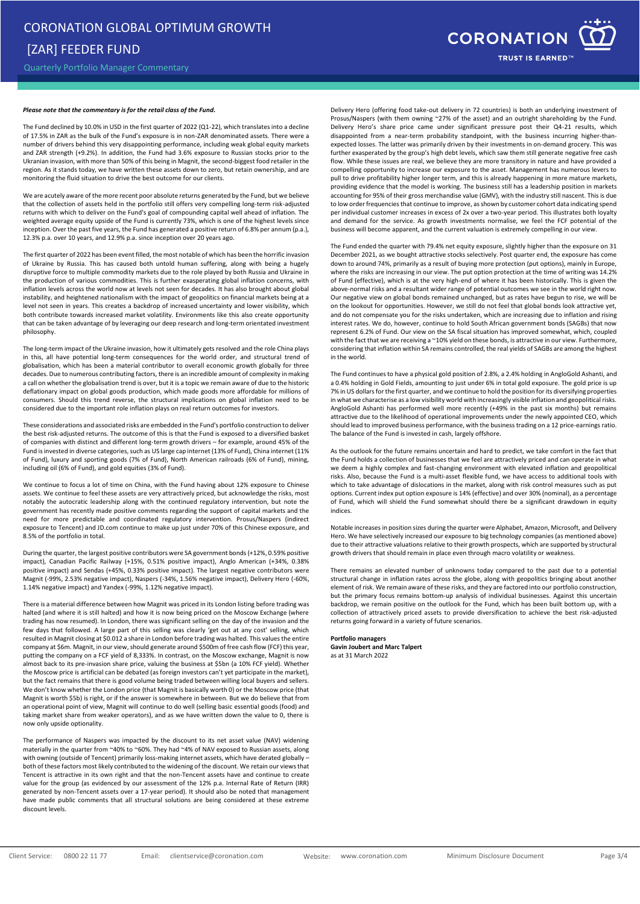# CORONATION GLOBAL OPTIMUM GROWTH [ZAR] FEEDER FUND

Quarterly Portfolio Manager Commentary

***Please note that the commentary is for the retail class of the Fund.***

The Fund declined by 10.0% in USD in the first quarter of 2022 (Q1-22), which translates into a decline of 17.5% in ZAR as the bulk of the Fund's exposure is in non-ZAR denominated assets. There were a number of drivers behind this very disappointing performance, including weak global equity markets and ZAR strength (+9.2%). In addition, the Fund had 3.6% exposure to Russian stocks prior to the Ukranian invasion, with more than 50% of this being in Magnit, the second-biggest food retailer in the region. As it stands today, we have written these assets down to zero, but retain ownership, and are monitoring the fluid situation to drive the best outcome for our clients.

We are acutely aware of the more recent poor absolute returns generated by the Fund, but we believe that the collection of assets held in the portfolio still offers very compelling long-term risk-adjusted returns with which to deliver on the Fund's goal of compounding capital well ahead of inflation. The weighted average equity upside of the Fund is currently 73%, which is one of the highest levels since inception. Over the past five years, the Fund has generated a positive return of 6.8% per annum (p.a.), 12.3% p.a. over 10 years, and 12.9% p.a. since inception over 20 years ago.

The first quarter of 2022 has been event filled, the most notable of which has been the horrific invasion of Ukraine by Russia. This has caused both untold human suffering, along with being a hugely disruptive force to multiple commodity markets due to the role played by both Russia and Ukraine in the production of various commodities. This is further exasperating global inflation concerns, with inflation levels across the world now at levels not seen for decades. It has also brought about global instability, and heightened nationalism with the impact of geopolitics on financial markets being at a level not seen in years. This creates a backdrop of increased uncertainty and lower visibility, which both contribute towards increased market volatility. Environments like this also create opportunity that can be taken advantage of by leveraging our deep research and long-term orientated investment philosophy.

The long-term impact of the Ukraine invasion, how it ultimately gets resolved and the role China plays in this, all have potential long-term consequences for the world order, and structural trend of globalisation, which has been a material contributor to overall economic growth globally for three decades. Due to numerous contributing factors, there is an incredible amount of complexity in making a call on whether the globalisation trend is over, but it is a topic we remain aware of due to the historic deflationary impact on global goods production, which made goods more affordable for millions of consumers. Should this trend reverse, the structural implications on global inflation need to be considered due to the important role inflation plays on real return outcomes for investors.

These considerations and associated risks are embedded in the Fund's portfolio construction to deliver the best risk-adjusted returns. The outcome of this is that the Fund is exposed to a diversified basket of companies with distinct and different long-term growth drivers – for example, around 45% of the Fund is invested in diverse categories, such as US large cap internet (13% of Fund), China internet (11% of Fund), luxury and sporting goods (7% of Fund), North American railroads (6% of Fund), mining, including oil (6% of Fund), and gold equities (3% of Fund).

We continue to focus a lot of time on China, with the Fund having about 12% exposure to Chinese assets. We continue to feel these assets are very attractively priced, but acknowledge the risks, most notably the autocratic leadership along with the continued regulatory intervention, but note the government has recently made positive comments regarding the support of capital markets and the need for more predictable and coordinated regulatory intervention. Prosus/Naspers (indirect exposure to Tencent) and JD.com continue to make up just under 70% of this Chinese exposure, and 8.5% of the portfolio in total.

During the quarter, the largest positive contributors were SA government bonds (+12%, 0.59% positive impact), Canadian Pacific Railway (+15%, 0.51% positive impact), Anglo American (+34%, 0.38% positive impact) and Sendas (+45%, 0.33% positive impact). The largest negative contributors were Magnit (-99%, 2.53% negative impact), Naspers (-34%, 1.56% negative impact), Delivery Hero (-60%, 1.14% negative impact) and Yandex (-99%, 1.12% negative impact).

There is a material difference between how Magnit was priced in its London listing before trading was halted (and where it is still halted) and how it is now being priced on the Moscow Exchange (where trading has now resumed). In London, there was significant selling on the day of the invasion and the few days that followed. A large part of this selling was clearly 'get out at any cost' selling, which resulted in Magnit closing at $0.012 a share in London before trading was halted. This values the entire company at $6m. Magnit, in our view, should generate around $500m of free cash flow (FCF) this year, putting the company on a FCF yield of 8,333%. In contrast, on the Moscow exchange, Magnit is now almost back to its pre-invasion share price, valuing the business at $5bn (a 10% FCF yield). Whether the Moscow price is artificial can be debated (as foreign investors can't yet participate in the market), but the fact remains that there is good volume being traded between willing local buyers and sellers. We don't know whether the London price (that Magnit is basically worth 0) or the Moscow price (that Magnit is worth $5b) is right, or if the answer is somewhere in between. But we do believe that from an operational point of view, Magnit will continue to do well (selling basic essential goods (food) and taking market share from weaker operators), and as we have written down the value to 0, there is now only upside optionality.

The performance of Naspers was impacted by the discount to its net asset value (NAV) widening materially in the quarter from ~40% to ~60%. They had ~4% of NAV exposed to Russian assets, along with owning (outside of Tencent) primarily loss-making internet assets, which have derated globally – both of these factors most likely contributed to the widening of the discount. We retain our views that Tencent is attractive in its own right and that the non-Tencent assets have and continue to create value for the group (as evidenced by our assessment of the 12% p.a. Internal Rate of Return (IRR) generated by non-Tencent assets over a 17-year period). It should also be noted that management have made public comments that all structural solutions are being considered at these extreme discount levels.

Delivery Hero (offering food take-out delivery in 72 countries) is both an underlying investment of Prosus/Naspers (with them owning ~27% of the asset) and an outright shareholding by the Fund. Delivery Hero's share price came under significant pressure post their Q4-21 results, which disappointed from a near-term probability standpoint, with the business incurring higher-than-expected losses. The latter was primarily driven by their investments in on-demand grocery. This was further exasperated by the group's high debt levels, which saw them still generate negative free cash flow. While these issues are real, we believe they are more transitory in nature and have provided a compelling opportunity to increase our exposure to the asset. Management has numerous levers to pull to drive profitability higher longer term, and this is already happening in more mature markets, providing evidence that the model is working. The business still has a leadership position in markets accounting for 95% of their gross merchandise value (GMV), with the industry still nascent. This is due to low order frequencies that continue to improve, as shown by customer cohort data indicating spend per individual customer increases in excess of 2x over a two-year period. This illustrates both loyalty and demand for the service. As growth investments normalise, we feel the FCF potential of the business will become apparent, and the current valuation is extremely compelling in our view.

The Fund ended the quarter with 79.4% net equity exposure, slightly higher than the exposure on 31 December 2021, as we bought attractive stocks selectively. Post quarter end, the exposure has come down to around 74%, primarily as a result of buying more protection (put options), mainly in Europe, where the risks are increasing in our view. The put option protection at the time of writing was 14.2% of Fund (effective), which is at the very high-end of where it has been historically. This is given the above-normal risks and a resultant wider range of potential outcomes we see in the world right now. Our negative view on global bonds remained unchanged, but as rates have begun to rise, we will be on the lookout for opportunities. However, we still do not feel that global bonds look attractive yet, and do not compensate you for the risks undertaken, which are increasing due to inflation and rising interest rates. We do, however, continue to hold South African government bonds (SAGBs) that now represent 6.2% of Fund. Our view on the SA fiscal situation has improved somewhat, which, coupled with the fact that we are receiving a ~10% yield on these bonds, is attractive in our view. Furthermore, considering that inflation within SA remains controlled, the real yields of SAGBs are among the highest in the world.

The Fund continues to have a physical gold position of 2.8%, a 2.4% holding in AngloGold Ashanti, and a 0.4% holding in Gold Fields, amounting to just under 6% in total gold exposure. The gold price is up 7% in US dollars for the first quarter, and we continue to hold the position for its diversifying properties in what we characterise as a low visibility world with increasingly visible inflation and geopolitical risks. AngloGold Ashanti has performed well more recently (+49% in the past six months) but remains attractive due to the likelihood of operational improvements under the newly appointed CEO, which should lead to improved business performance, with the business trading on a 12 price-earnings ratio. The balance of the Fund is invested in cash, largely offshore.

As the outlook for the future remains uncertain and hard to predict, we take comfort in the fact that the Fund holds a collection of businesses that we feel are attractively priced and can operate in what we deem a highly complex and fast-changing environment with elevated inflation and geopolitical risks. Also, because the Fund is a multi-asset flexible fund, we have access to additional tools with which to take advantage of dislocations in the market, along with risk control measures such as put options. Current index put option exposure is 14% (effective) and over 30% (nominal), as a percentage of Fund, which will shield the Fund somewhat should there be a significant drawdown in equity indices.

Notable increases in position sizes during the quarter were Alphabet, Amazon, Microsoft, and Delivery Hero. We have selectively increased our exposure to big technology companies (as mentioned above) due to their attractive valuations relative to their growth prospects, which are supported by structural growth drivers that should remain in place even through macro volatility or weakness.

There remains an elevated number of unknowns today compared to the past due to a potential structural change in inflation rates across the globe, along with geopolitics bringing about another element of risk. We remain aware of these risks, and they are factored into our portfolio construction, but the primary focus remains bottom-up analysis of individual businesses. Against this uncertain backdrop, we remain positive on the outlook for the Fund, which has been built bottom up, with a collection of attractively priced assets to provide diversification to achieve the best risk-adjusted returns going forward in a variety of future scenarios.

**Portfolio managers**
**Gavin Joubert and Marc Talpert**
as at 31 March 2022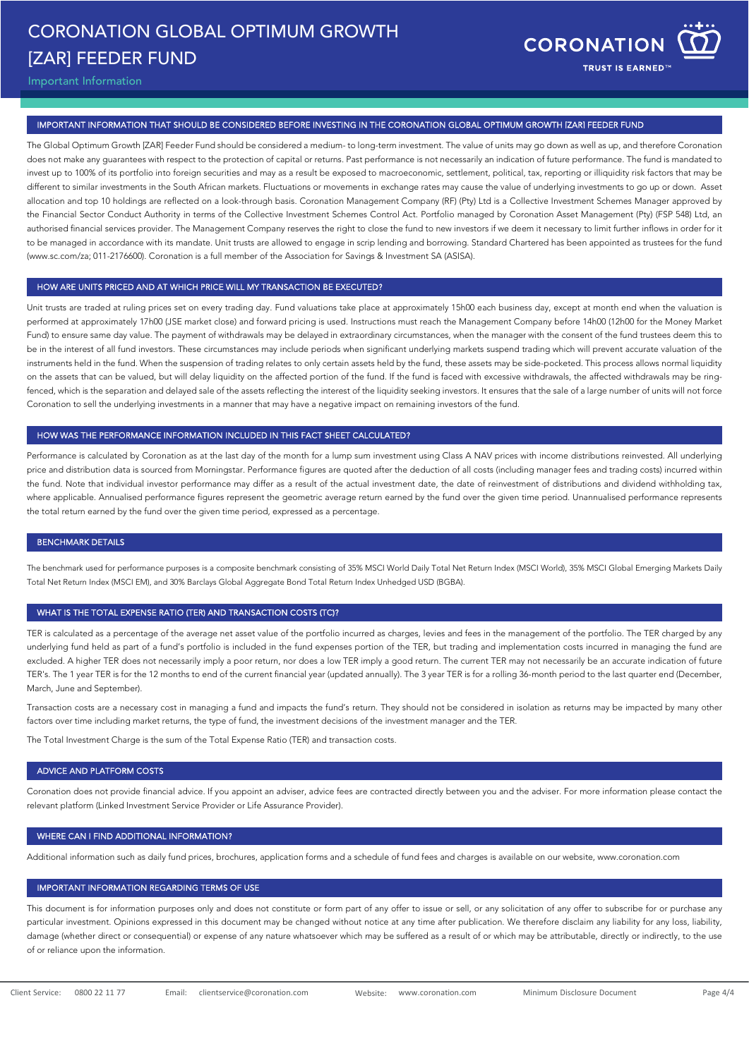# CORONATION GLOBAL OPTIMUM GROWTH [ZAR] FEEDER FUND

Important Information

## IMPORTANT INFORMATION THAT SHOULD BE CONSIDERED BEFORE INVESTING IN THE CORONATION GLOBAL OPTIMUM GROWTH [ZAR] FEEDER FUND

The Global Optimum Growth [ZAR] Feeder Fund should be considered a medium- to long-term investment. The value of units may go down as well as up, and therefore Coronation does not make any guarantees with respect to the protection of capital or returns. Past performance is not necessarily an indication of future performance. The fund is mandated to invest up to 100% of its portfolio into foreign securities and may as a result be exposed to macroeconomic, settlement, political, tax, reporting or illiquidity risk factors that may be different to similar investments in the South African markets. Fluctuations or movements in exchange rates may cause the value of underlying investments to go up or down. Asset allocation and top 10 holdings are reflected on a look-through basis. Coronation Management Company (RF) (Pty) Ltd is a Collective Investment Schemes Manager approved by the Financial Sector Conduct Authority in terms of the Collective Investment Schemes Control Act. Portfolio managed by Coronation Asset Management (Pty) (FSP 548) Ltd, an authorised financial services provider. The Management Company reserves the right to close the fund to new investors if we deem it necessary to limit further inflows in order for it to be managed in accordance with its mandate. Unit trusts are allowed to engage in scrip lending and borrowing. Standard Chartered has been appointed as trustees for the fund (www.sc.com/za; 011-2176600). Coronation is a full member of the Association for Savings & Investment SA (ASISA).

## HOW ARE UNITS PRICED AND AT WHICH PRICE WILL MY TRANSACTION BE EXECUTED?

Unit trusts are traded at ruling prices set on every trading day. Fund valuations take place at approximately 15h00 each business day, except at month end when the valuation is performed at approximately 17h00 (JSE market close) and forward pricing is used. Instructions must reach the Management Company before 14h00 (12h00 for the Money Market Fund) to ensure same day value. The payment of withdrawals may be delayed in extraordinary circumstances, when the manager with the consent of the fund trustees deem this to be in the interest of all fund investors. These circumstances may include periods when significant underlying markets suspend trading which will prevent accurate valuation of the instruments held in the fund. When the suspension of trading relates to only certain assets held by the fund, these assets may be side-pocketed. This process allows normal liquidity on the assets that can be valued, but will delay liquidity on the affected portion of the fund. If the fund is faced with excessive withdrawals, the affected withdrawals may be ring-fenced, which is the separation and delayed sale of the assets reflecting the interest of the liquidity seeking investors. It ensures that the sale of a large number of units will not force Coronation to sell the underlying investments in a manner that may have a negative impact on remaining investors of the fund.

## HOW WAS THE PERFORMANCE INFORMATION INCLUDED IN THIS FACT SHEET CALCULATED?

Performance is calculated by Coronation as at the last day of the month for a lump sum investment using Class A NAV prices with income distributions reinvested. All underlying price and distribution data is sourced from Morningstar. Performance figures are quoted after the deduction of all costs (including manager fees and trading costs) incurred within the fund. Note that individual investor performance may differ as a result of the actual investment date, the date of reinvestment of distributions and dividend withholding tax, where applicable. Annualised performance figures represent the geometric average return earned by the fund over the given time period. Unannualised performance represents the total return earned by the fund over the given time period, expressed as a percentage.

## BENCHMARK DETAILS

The benchmark used for performance purposes is a composite benchmark consisting of 35% MSCI World Daily Total Net Return Index (MSCI World), 35% MSCI Global Emerging Markets Daily Total Net Return Index (MSCI EM), and 30% Barclays Global Aggregate Bond Total Return Index Unhedged USD (BGBA).

## WHAT IS THE TOTAL EXPENSE RATIO (TER) AND TRANSACTION COSTS (TC)?

TER is calculated as a percentage of the average net asset value of the portfolio incurred as charges, levies and fees in the management of the portfolio. The TER charged by any underlying fund held as part of a fund's portfolio is included in the fund expenses portion of the TER, but trading and implementation costs incurred in managing the fund are excluded. A higher TER does not necessarily imply a poor return, nor does a low TER imply a good return. The current TER may not necessarily be an accurate indication of future TER's. The 1 year TER is for the 12 months to end of the current financial year (updated annually). The 3 year TER is for a rolling 36-month period to the last quarter end (December, March, June and September).

Transaction costs are a necessary cost in managing a fund and impacts the fund's return. They should not be considered in isolation as returns may be impacted by many other factors over time including market returns, the type of fund, the investment decisions of the investment manager and the TER.

The Total Investment Charge is the sum of the Total Expense Ratio (TER) and transaction costs.

## ADVICE AND PLATFORM COSTS

Coronation does not provide financial advice. If you appoint an adviser, advice fees are contracted directly between you and the adviser. For more information please contact the relevant platform (Linked Investment Service Provider or Life Assurance Provider).

## WHERE CAN I FIND ADDITIONAL INFORMATION?

Additional information such as daily fund prices, brochures, application forms and a schedule of fund fees and charges is available on our website, www.coronation.com

## IMPORTANT INFORMATION REGARDING TERMS OF USE

This document is for information purposes only and does not constitute or form part of any offer to issue or sell, or any solicitation of any offer to subscribe for or purchase any particular investment. Opinions expressed in this document may be changed without notice at any time after publication. We therefore disclaim any liability for any loss, liability, damage (whether direct or consequential) or expense of any nature whatsoever which may be suffered as a result of or which may be attributable, directly or indirectly, to the use of or reliance upon the information.